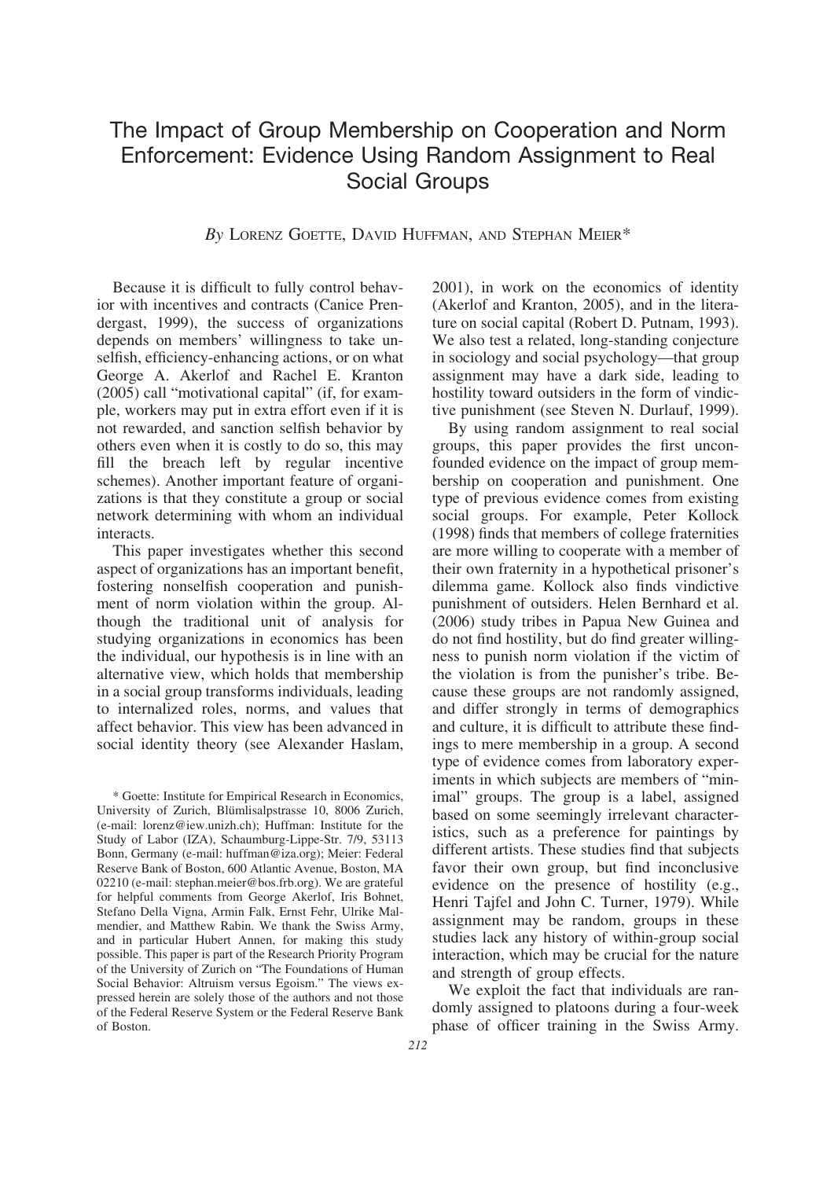# The Impact of Group Membership on Cooperation and Norm Enforcement: Evidence Using Random Assignment to Real Social Groups

*By* LORENZ GOETTE, DAVID HUFFMAN, AND STEPHAN MEIER*

Because it is difficult to fully control behavior with incentives and contracts (Canice Prendergast, 1999), the success of organizations depends on members' willingness to take unselfish, efficiency-enhancing actions, or on what George A. Akerlof and Rachel E. Kranton (2005) call "motivational capital" (if, for example, workers may put in extra effort even if it is not rewarded, and sanction selfish behavior by others even when it is costly to do so, this may fill the breach left by regular incentive schemes). Another important feature of organizations is that they constitute a group or social network determining with whom an individual interacts.

This paper investigates whether this second aspect of organizations has an important benefit, fostering nonselfish cooperation and punishment of norm violation within the group. Although the traditional unit of analysis for studying organizations in economics has been the individual, our hypothesis is in line with an alternative view, which holds that membership in a social group transforms individuals, leading to internalized roles, norms, and values that affect behavior. This view has been advanced in social identity theory (see Alexander Haslam, 2001), in work on the economics of identity (Akerlof and Kranton, 2005), and in the literature on social capital (Robert D. Putnam, 1993). We also test a related, long-standing conjecture in sociology and social psychology—that group assignment may have a dark side, leading to hostility toward outsiders in the form of vindictive punishment (see Steven N. Durlauf, 1999).

By using random assignment to real social groups, this paper provides the first unconfounded evidence on the impact of group membership on cooperation and punishment. One type of previous evidence comes from existing social groups. For example, Peter Kollock (1998) finds that members of college fraternities are more willing to cooperate with a member of their own fraternity in a hypothetical prisoner's dilemma game. Kollock also finds vindictive punishment of outsiders. Helen Bernhard et al. (2006) study tribes in Papua New Guinea and do not find hostility, but do find greater willingness to punish norm violation if the victim of the violation is from the punisher's tribe. Because these groups are not randomly assigned, and differ strongly in terms of demographics and culture, it is difficult to attribute these findings to mere membership in a group. A second type of evidence comes from laboratory experiments in which subjects are members of "minimal" groups. The group is a label, assigned based on some seemingly irrelevant characteristics, such as a preference for paintings by different artists. These studies find that subjects favor their own group, but find inconclusive evidence on the presence of hostility (e.g., Henri Tajfel and John C. Turner, 1979). While assignment may be random, groups in these studies lack any history of within-group social interaction, which may be crucial for the nature and strength of group effects.

We exploit the fact that individuals are randomly assigned to platoons during a four-week phase of officer training in the Swiss Army.

\* Goette: Institute for Empirical Research in Economics, University of Zurich, Blümlisalpstrasse 10, 8006 Zurich, (e-mail: lorenz@iew.unizh.ch); Huffman: Institute for the Study of Labor (IZA), Schaumburg-Lippe-Str. 7/9, 53113 Bonn, Germany (e-mail: huffman@iza.org); Meier: Federal Reserve Bank of Boston, 600 Atlantic Avenue, Boston, MA 02210 (e-mail: stephan.meier@bos.frb.org). We are grateful for helpful comments from George Akerlof, Iris Bohnet, Stefano Della Vigna, Armin Falk, Ernst Fehr, Ulrike Malmendier, and Matthew Rabin. We thank the Swiss Army, and in particular Hubert Annen, for making this study possible. This paper is part of the Research Priority Program of the University of Zurich on "The Foundations of Human Social Behavior: Altruism versus Egoism." The views expressed herein are solely those of the authors and not those of the Federal Reserve System or the Federal Reserve Bank of Boston.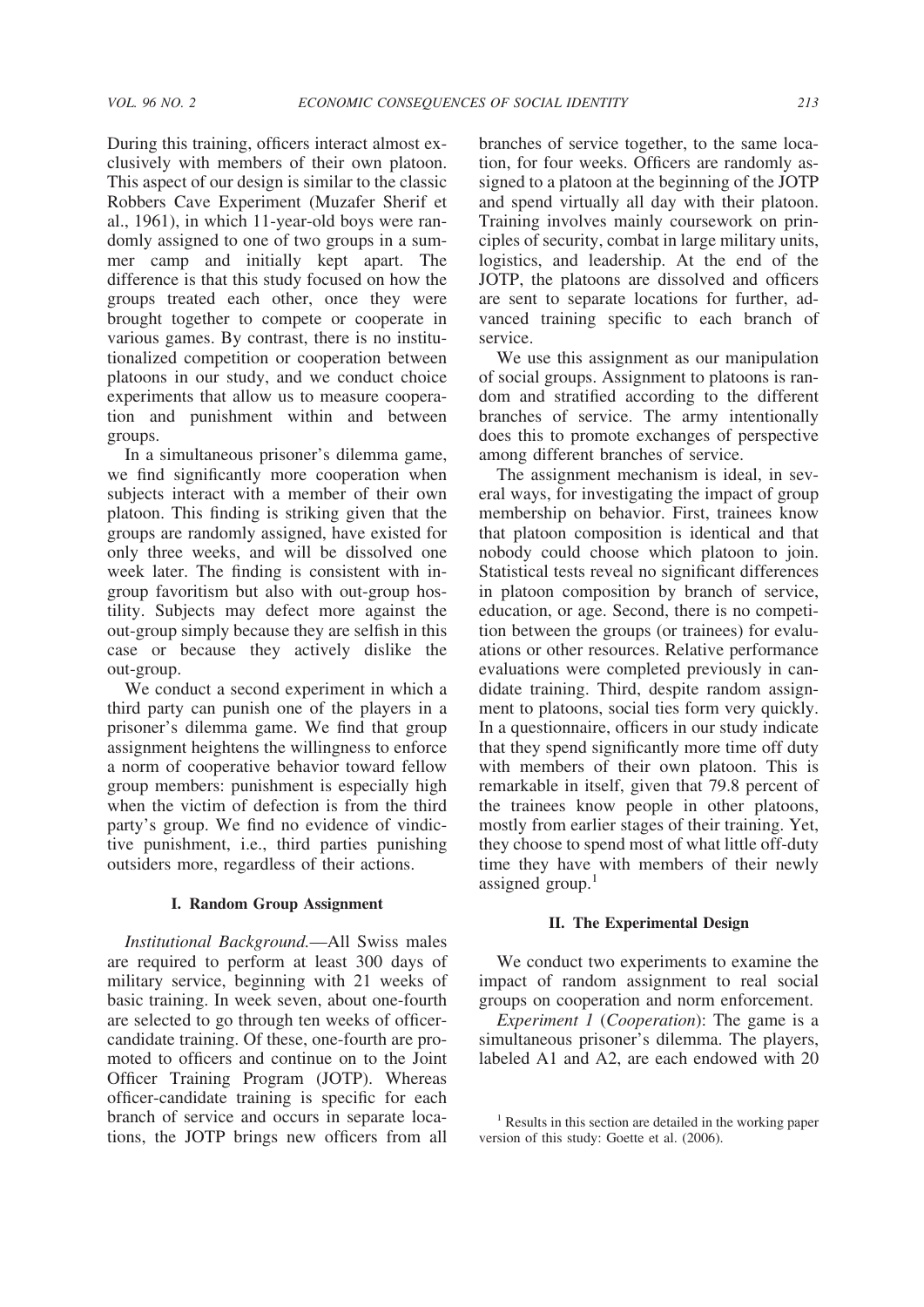During this training, officers interact almost exclusively with members of their own platoon. This aspect of our design is similar to the classic Robbers Cave Experiment (Muzafer Sherif et al., 1961), in which 11-year-old boys were randomly assigned to one of two groups in a summer camp and initially kept apart. The difference is that this study focused on how the groups treated each other, once they were brought together to compete or cooperate in various games. By contrast, there is no institutionalized competition or cooperation between platoons in our study, and we conduct choice experiments that allow us to measure cooperation and punishment within and between groups.

In a simultaneous prisoner's dilemma game, we find significantly more cooperation when subjects interact with a member of their own platoon. This finding is striking given that the groups are randomly assigned, have existed for only three weeks, and will be dissolved one week later. The finding is consistent with in-group favoritism but also with out-group hostility. Subjects may defect more against the out-group simply because they are selfish in this case or because they actively dislike the out-group.

We conduct a second experiment in which a third party can punish one of the players in a prisoner's dilemma game. We find that group assignment heightens the willingness to enforce a norm of cooperative behavior toward fellow group members: punishment is especially high when the victim of defection is from the third party's group. We find no evidence of vindictive punishment, i.e., third parties punishing outsiders more, regardless of their actions.

## I. Random Group Assignment

*Institutional Background.*—All Swiss males are required to perform at least 300 days of military service, beginning with 21 weeks of basic training. In week seven, about one-fourth are selected to go through ten weeks of officer-candidate training. Of these, one-fourth are promoted to officers and continue on to the Joint Officer Training Program (JOTP). Whereas officer-candidate training is specific for each branch of service and occurs in separate locations, the JOTP brings new officers from all branches of service together, to the same location, for four weeks. Officers are randomly assigned to a platoon at the beginning of the JOTP and spend virtually all day with their platoon. Training involves mainly coursework on principles of security, combat in large military units, logistics, and leadership. At the end of the JOTP, the platoons are dissolved and officers are sent to separate locations for further, advanced training specific to each branch of service.

We use this assignment as our manipulation of social groups. Assignment to platoons is random and stratified according to the different branches of service. The army intentionally does this to promote exchanges of perspective among different branches of service.

The assignment mechanism is ideal, in several ways, for investigating the impact of group membership on behavior. First, trainees know that platoon composition is identical and that nobody could choose which platoon to join. Statistical tests reveal no significant differences in platoon composition by branch of service, education, or age. Second, there is no competition between the groups (or trainees) for evaluations or other resources. Relative performance evaluations were completed previously in candidate training. Third, despite random assignment to platoons, social ties form very quickly. In a questionnaire, officers in our study indicate that they spend significantly more time off duty with members of their own platoon. This is remarkable in itself, given that 79.8 percent of the trainees know people in other platoons, mostly from earlier stages of their training. Yet, they choose to spend most of what little off-duty time they have with members of their newly assigned group.[1]

## II. The Experimental Design

We conduct two experiments to examine the impact of random assignment to real social groups on cooperation and norm enforcement.

*Experiment 1* (*Cooperation*): The game is a simultaneous prisoner's dilemma. The players, labeled A1 and A2, are each endowed with 20

[1] Results in this section are detailed in the working paper version of this study: Goette et al. (2006).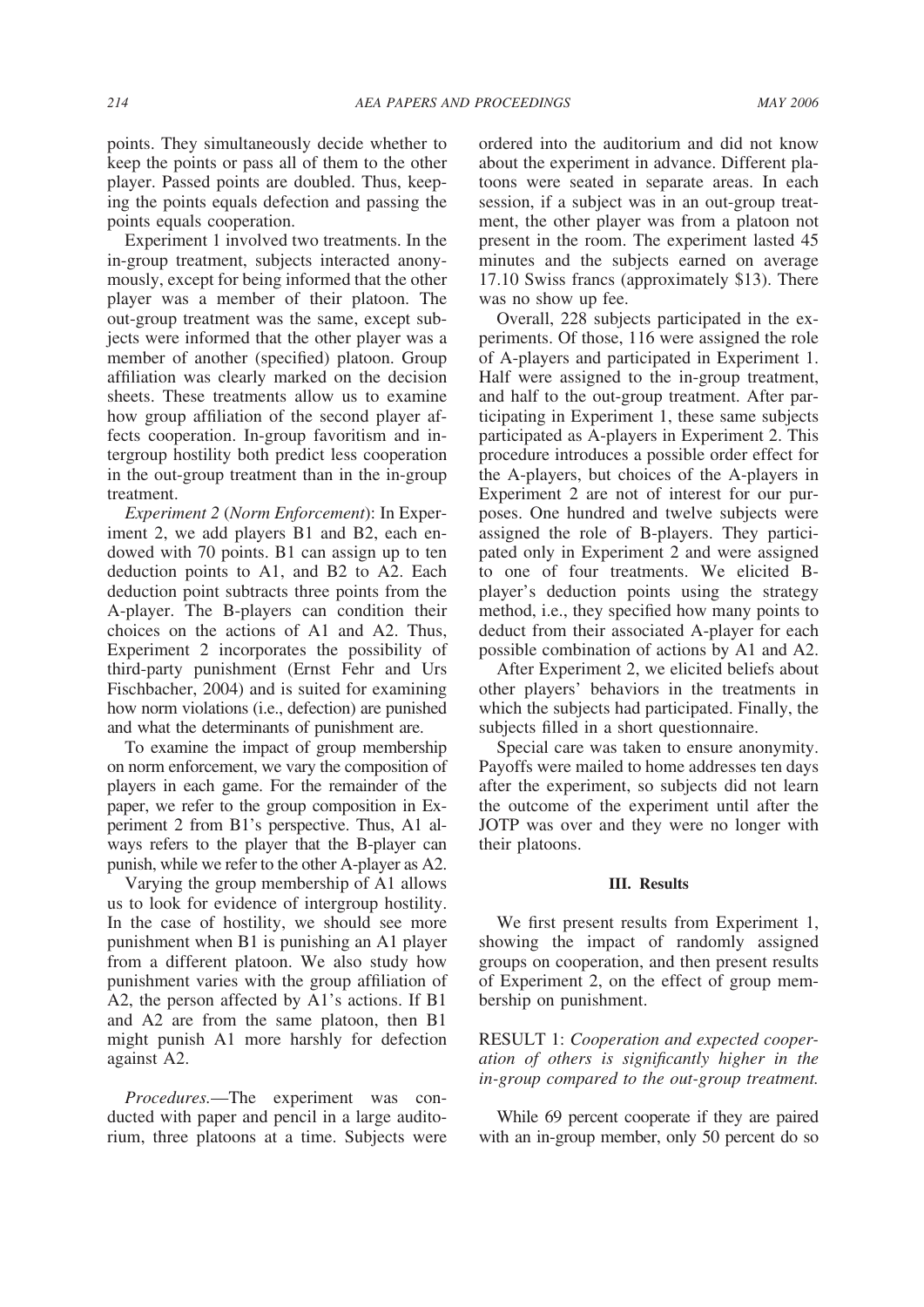points. They simultaneously decide whether to keep the points or pass all of them to the other player. Passed points are doubled. Thus, keeping the points equals defection and passing the points equals cooperation.

Experiment 1 involved two treatments. In the in-group treatment, subjects interacted anonymously, except for being informed that the other player was a member of their platoon. The out-group treatment was the same, except subjects were informed that the other player was a member of another (specified) platoon. Group affiliation was clearly marked on the decision sheets. These treatments allow us to examine how group affiliation of the second player affects cooperation. In-group favoritism and intergroup hostility both predict less cooperation in the out-group treatment than in the in-group treatment.

*Experiment 2* (*Norm Enforcement*): In Experiment 2, we add players B1 and B2, each endowed with 70 points. B1 can assign up to ten deduction points to A1, and B2 to A2. Each deduction point subtracts three points from the A-player. The B-players can condition their choices on the actions of A1 and A2. Thus, Experiment 2 incorporates the possibility of third-party punishment (Ernst Fehr and Urs Fischbacher, 2004) and is suited for examining how norm violations (i.e., defection) are punished and what the determinants of punishment are.

To examine the impact of group membership on norm enforcement, we vary the composition of players in each game. For the remainder of the paper, we refer to the group composition in Experiment 2 from B1's perspective. Thus, A1 always refers to the player that the B-player can punish, while we refer to the other A-player as A2.

Varying the group membership of A1 allows us to look for evidence of intergroup hostility. In the case of hostility, we should see more punishment when B1 is punishing an A1 player from a different platoon. We also study how punishment varies with the group affiliation of A2, the person affected by A1's actions. If B1 and A2 are from the same platoon, then B1 might punish A1 more harshly for defection against A2.

*Procedures.*—The experiment was conducted with paper and pencil in a large auditorium, three platoons at a time. Subjects were ordered into the auditorium and did not know about the experiment in advance. Different platoons were seated in separate areas. In each session, if a subject was in an out-group treatment, the other player was from a platoon not present in the room. The experiment lasted 45 minutes and the subjects earned on average 17.10 Swiss francs (approximately $13). There was no show up fee.

Overall, 228 subjects participated in the experiments. Of those, 116 were assigned the role of A-players and participated in Experiment 1. Half were assigned to the in-group treatment, and half to the out-group treatment. After participating in Experiment 1, these same subjects participated as A-players in Experiment 2. This procedure introduces a possible order effect for the A-players, but choices of the A-players in Experiment 2 are not of interest for our purposes. One hundred and twelve subjects were assigned the role of B-players. They participated only in Experiment 2 and were assigned to one of four treatments. We elicited B-player's deduction points using the strategy method, i.e., they specified how many points to deduct from their associated A-player for each possible combination of actions by A1 and A2.

After Experiment 2, we elicited beliefs about other players' behaviors in the treatments in which the subjects had participated. Finally, the subjects filled in a short questionnaire.

Special care was taken to ensure anonymity. Payoffs were mailed to home addresses ten days after the experiment, so subjects did not learn the outcome of the experiment until after the JOTP was over and they were no longer with their platoons.

## III. Results

We first present results from Experiment 1, showing the impact of randomly assigned groups on cooperation, and then present results of Experiment 2, on the effect of group membership on punishment.

RESULT 1: *Cooperation and expected cooperation of others is significantly higher in the in-group compared to the out-group treatment.*

While 69 percent cooperate if they are paired with an in-group member, only 50 percent do so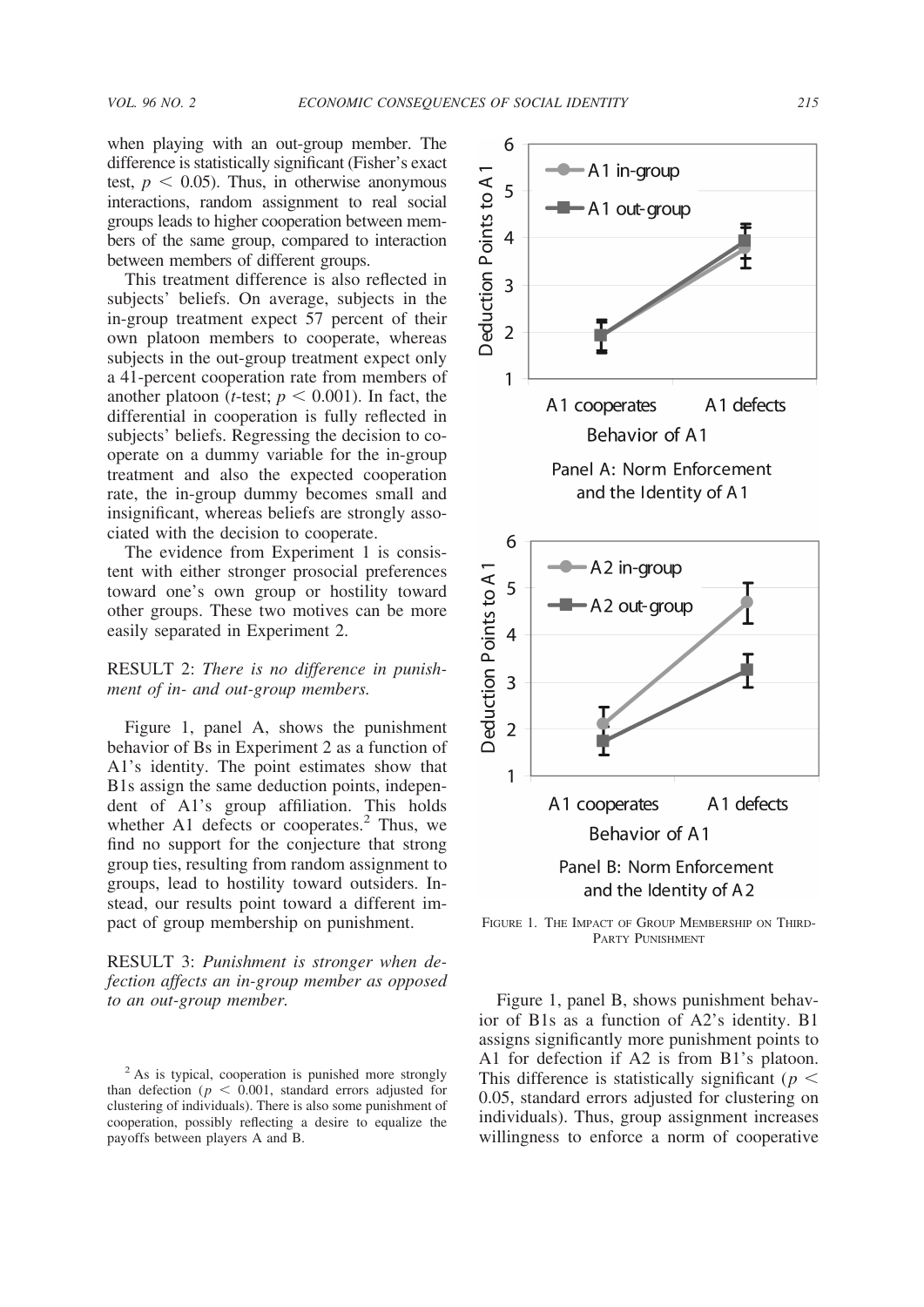when playing with an out-group member. The difference is statistically significant (Fisher's exact test, $p < 0.05$). Thus, in otherwise anonymous interactions, random assignment to real social groups leads to higher cooperation between members of the same group, compared to interaction between members of different groups.

This treatment difference is also reflected in subjects' beliefs. On average, subjects in the in-group treatment expect 57 percent of their own platoon members to cooperate, whereas subjects in the out-group treatment expect only a 41-percent cooperation rate from members of another platoon ($t$-test; $p < 0.001$). In fact, the differential in cooperation is fully reflected in subjects' beliefs. Regressing the decision to cooperate on a dummy variable for the in-group treatment and also the expected cooperation rate, the in-group dummy becomes small and insignificant, whereas beliefs are strongly associated with the decision to cooperate.

The evidence from Experiment 1 is consistent with either stronger prosocial preferences toward one's own group or hostility toward other groups. These two motives can be more easily separated in Experiment 2.

RESULT 2: *There is no difference in punishment of in- and out-group members.*

Figure 1, panel A, shows the punishment behavior of Bs in Experiment 2 as a function of A1's identity. The point estimates show that B1s assign the same deduction points, independent of A1's group affiliation. This holds whether A1 defects or cooperates.[2] Thus, we find no support for the conjecture that strong group ties, resulting from random assignment to groups, lead to hostility toward outsiders. Instead, our results point toward a different impact of group membership on punishment.

RESULT 3: *Punishment is stronger when defection affects an in-group member as opposed to an out-group member.*

FIGURE 1. THE IMPACT OF GROUP MEMBERSHIP ON THIRD-PARTY PUNISHMENT

Figure 1, panel B, shows punishment behavior of B1s as a function of A2's identity. B1 assigns significantly more punishment points to A1 for defection if A2 is from B1's platoon. This difference is statistically significant ($p < 0.05$, standard errors adjusted for clustering on individuals). Thus, group assignment increases willingness to enforce a norm of cooperative

[2] As is typical, cooperation is punished more strongly than defection ($p < 0.001$, standard errors adjusted for clustering of individuals). There is also some punishment of cooperation, possibly reflecting a desire to equalize the payoffs between players A and B.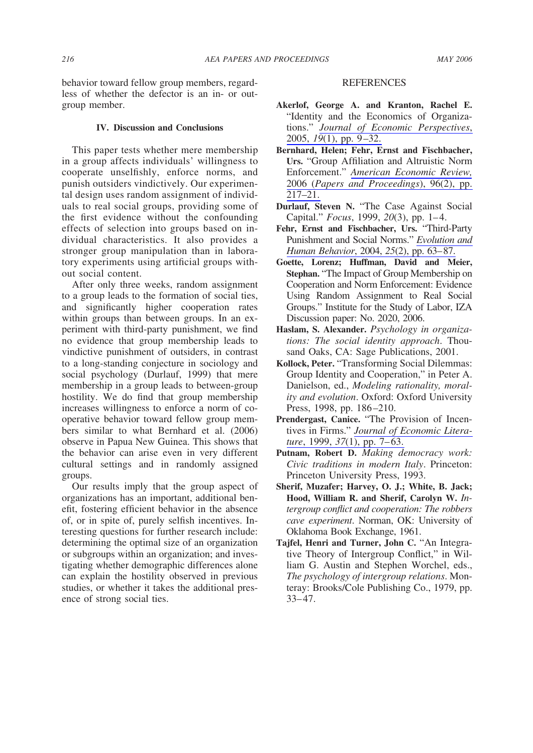behavior toward fellow group members, regardless of whether the defector is an in- or out-group member.

### IV. Discussion and Conclusions

This paper tests whether mere membership in a group affects individuals' willingness to cooperate unselfishly, enforce norms, and punish outsiders vindictively. Our experimental design uses random assignment of individuals to real social groups, providing some of the first evidence without the confounding effects of selection into groups based on individual characteristics. It also provides a stronger group manipulation than in laboratory experiments using artificial groups without social content.

After only three weeks, random assignment to a group leads to the formation of social ties, and significantly higher cooperation rates within groups than between groups. In an experiment with third-party punishment, we find no evidence that group membership leads to vindictive punishment of outsiders, in contrast to a long-standing conjecture in sociology and social psychology (Durlauf, 1999) that mere membership in a group leads to between-group hostility. We do find that group membership increases willingness to enforce a norm of cooperative behavior toward fellow group members similar to what Bernhard et al. (2006) observe in Papua New Guinea. This shows that the behavior can arise even in very different cultural settings and in randomly assigned groups.

Our results imply that the group aspect of organizations has an important, additional benefit, fostering efficient behavior in the absence of, or in spite of, purely selfish incentives. Interesting questions for further research include: determining the optimal size of an organization or subgroups within an organization; and investigating whether demographic differences alone can explain the hostility observed in previous studies, or whether it takes the additional presence of strong social ties.

### REFERENCES

**Akerlof, George A. and Kranton, Rachel E.** "Identity and the Economics of Organizations." *Journal of Economic Perspectives*, 2005, *19*(1), pp. 9–32.

**Bernhard, Helen; Fehr, Ernst and Fischbacher, Urs.** "Group Affiliation and Altruistic Norm Enforcement." *American Economic Review,* 2006 (*Papers and Proceedings*), 96(2), pp. 217–21.

**Durlauf, Steven N.** "The Case Against Social Capital." *Focus*, 1999, *20*(3), pp. 1–4.

**Fehr, Ernst and Fischbacher, Urs.** "Third-Party Punishment and Social Norms." *Evolution and Human Behavior*, 2004, *25*(2), pp. 63–87.

**Goette, Lorenz; Huffman, David and Meier, Stephan.** "The Impact of Group Membership on Cooperation and Norm Enforcement: Evidence Using Random Assignment to Real Social Groups." Institute for the Study of Labor, IZA Discussion paper: No. 2020, 2006.

**Haslam, S. Alexander.** *Psychology in organizations: The social identity approach*. Thousand Oaks, CA: Sage Publications, 2001.

**Kollock, Peter.** "Transforming Social Dilemmas: Group Identity and Cooperation," in Peter A. Danielson, ed., *Modeling rationality, morality and evolution*. Oxford: Oxford University Press, 1998, pp. 186–210.

**Prendergast, Canice.** "The Provision of Incentives in Firms." *Journal of Economic Literature*, 1999, *37*(1), pp. 7–63.

**Putnam, Robert D.** *Making democracy work: Civic traditions in modern Italy*. Princeton: Princeton University Press, 1993.

**Sherif, Muzafer; Harvey, O. J.; White, B. Jack; Hood, William R. and Sherif, Carolyn W.** *Intergroup conflict and cooperation: The robbers cave experiment*. Norman, OK: University of Oklahoma Book Exchange, 1961.

**Tajfel, Henri and Turner, John C.** "An Integrative Theory of Intergroup Conflict," in William G. Austin and Stephen Worchel, eds., *The psychology of intergroup relations*. Monteray: Brooks/Cole Publishing Co., 1979, pp. 33–47.